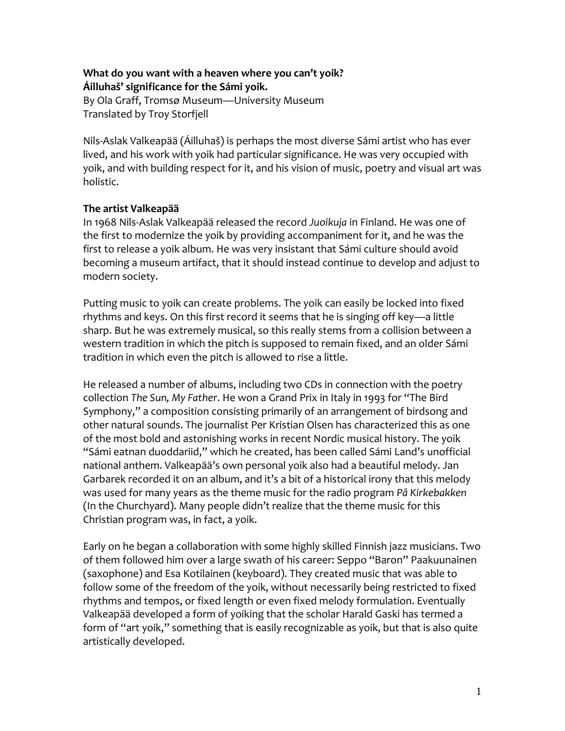**What do you want with a heaven where you can't yoik?**
**Áilluhaš' significance for the Sámi yoik.**

By Ola Graff, Tromsø Museum—University Museum
Translated by Troy Storfjell

Nils-Aslak Valkeapää (Áilluhaš) is perhaps the most diverse Sámi artist who has ever lived, and his work with yoik had particular significance. He was very occupied with yoik, and with building respect for it, and his vision of music, poetry and visual art was holistic.

**The artist Valkeapää**

In 1968 Nils-Aslak Valkeapää released the record *Juoikuja* in Finland. He was one of the first to modernize the yoik by providing accompaniment for it, and he was the first to release a yoik album. He was very insistant that Sámi culture should avoid becoming a museum artifact, that it should instead continue to develop and adjust to modern society.

Putting music to yoik can create problems. The yoik can easily be locked into fixed rhythms and keys. On this first record it seems that he is singing off key—a little sharp. But he was extremely musical, so this really stems from a collision between a western tradition in which the pitch is supposed to remain fixed, and an older Sámi tradition in which even the pitch is allowed to rise a little.

He released a number of albums, including two CDs in connection with the poetry collection *The Sun, My Father*. He won a Grand Prix in Italy in 1993 for "The Bird Symphony," a composition consisting primarily of an arrangement of birdsong and other natural sounds. The journalist Per Kristian Olsen has characterized this as one of the most bold and astonishing works in recent Nordic musical history. The yoik "Sámi eatnan duoddariid," which he created, has been called Sámi Land's unofficial national anthem. Valkeapää's own personal yoik also had a beautiful melody. Jan Garbarek recorded it on an album, and it's a bit of a historical irony that this melody was used for many years as the theme music for the radio program *På Kirkebakken* (In the Churchyard). Many people didn't realize that the theme music for this Christian program was, in fact, a yoik.

Early on he began a collaboration with some highly skilled Finnish jazz musicians. Two of them followed him over a large swath of his career: Seppo "Baron" Paakuunainen (saxophone) and Esa Kotilainen (keyboard). They created music that was able to follow some of the freedom of the yoik, without necessarily being restricted to fixed rhythms and tempos, or fixed length or even fixed melody formulation. Eventually Valkeapää developed a form of yoiking that the scholar Harald Gaski has termed a form of "art yoik," something that is easily recognizable as yoik, but that is also quite artistically developed.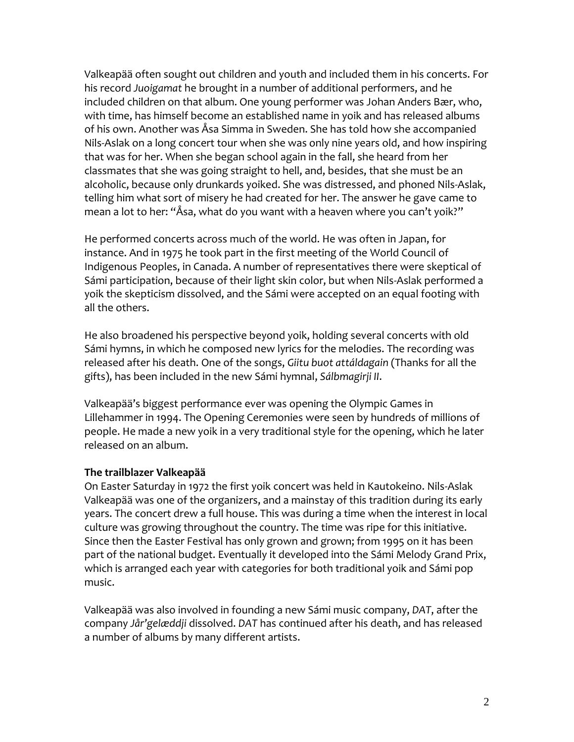Valkeapää often sought out children and youth and included them in his concerts. For his record *Juoigamat* he brought in a number of additional performers, and he included children on that album. One young performer was Johan Anders Bær, who, with time, has himself become an established name in yoik and has released albums of his own. Another was Åsa Simma in Sweden. She has told how she accompanied Nils-Aslak on a long concert tour when she was only nine years old, and how inspiring that was for her. When she began school again in the fall, she heard from her classmates that she was going straight to hell, and, besides, that she must be an alcoholic, because only drunkards yoiked. She was distressed, and phoned Nils-Aslak, telling him what sort of misery he had created for her. The answer he gave came to mean a lot to her: "Åsa, what do you want with a heaven where you can't yoik?"

He performed concerts across much of the world. He was often in Japan, for instance. And in 1975 he took part in the first meeting of the World Council of Indigenous Peoples, in Canada. A number of representatives there were skeptical of Sámi participation, because of their light skin color, but when Nils-Aslak performed a yoik the skepticism dissolved, and the Sámi were accepted on an equal footing with all the others.

He also broadened his perspective beyond yoik, holding several concerts with old Sámi hymns, in which he composed new lyrics for the melodies. The recording was released after his death. One of the songs, *Giitu buot attáldagain* (Thanks for all the gifts), has been included in the new Sámi hymnal, *Sálbmagirji II*.

Valkeapää's biggest performance ever was opening the Olympic Games in Lillehammer in 1994. The Opening Ceremonies were seen by hundreds of millions of people. He made a new yoik in a very traditional style for the opening, which he later released on an album.

**The trailblazer Valkeapää**

On Easter Saturday in 1972 the first yoik concert was held in Kautokeino. Nils-Aslak Valkeapää was one of the organizers, and a mainstay of this tradition during its early years. The concert drew a full house. This was during a time when the interest in local culture was growing throughout the country. The time was ripe for this initiative. Since then the Easter Festival has only grown and grown; from 1995 on it has been part of the national budget. Eventually it developed into the Sámi Melody Grand Prix, which is arranged each year with categories for both traditional yoik and Sámi pop music.

Valkeapää was also involved in founding a new Sámi music company, *DAT*, after the company *Jår'gelæddji* dissolved. *DAT* has continued after his death, and has released a number of albums by many different artists.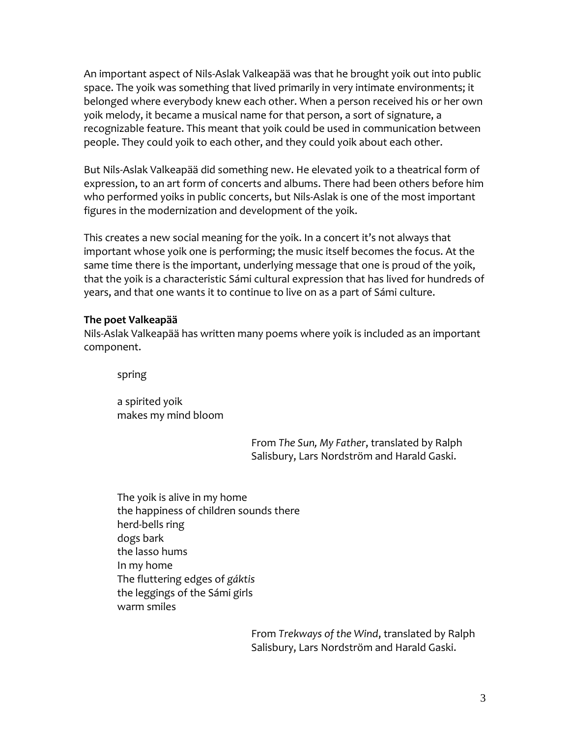An important aspect of Nils-Aslak Valkeapää was that he brought yoik out into public space. The yoik was something that lived primarily in very intimate environments; it belonged where everybody knew each other. When a person received his or her own yoik melody, it became a musical name for that person, a sort of signature, a recognizable feature. This meant that yoik could be used in communication between people. They could yoik to each other, and they could yoik about each other.

But Nils-Aslak Valkeapää did something new. He elevated yoik to a theatrical form of expression, to an art form of concerts and albums. There had been others before him who performed yoiks in public concerts, but Nils-Aslak is one of the most important figures in the modernization and development of the yoik.

This creates a new social meaning for the yoik. In a concert it's not always that important whose yoik one is performing; the music itself becomes the focus. At the same time there is the important, underlying message that one is proud of the yoik, that the yoik is a characteristic Sámi cultural expression that has lived for hundreds of years, and that one wants it to continue to live on as a part of Sámi culture.

**The poet Valkeapää**

Nils-Aslak Valkeapää has written many poems where yoik is included as an important component.

> spring
>
> a spirited yoik
> makes my mind bloom

From *The Sun, My Father*, translated by Ralph Salisbury, Lars Nordström and Harald Gaski.

> The yoik is alive in my home
> the happiness of children sounds there
> herd-bells ring
> dogs bark
> the lasso hums
> In my home
> The fluttering edges of *gáktis*
> the leggings of the Sámi girls
> warm smiles

From *Trekways of the Wind*, translated by Ralph Salisbury, Lars Nordström and Harald Gaski.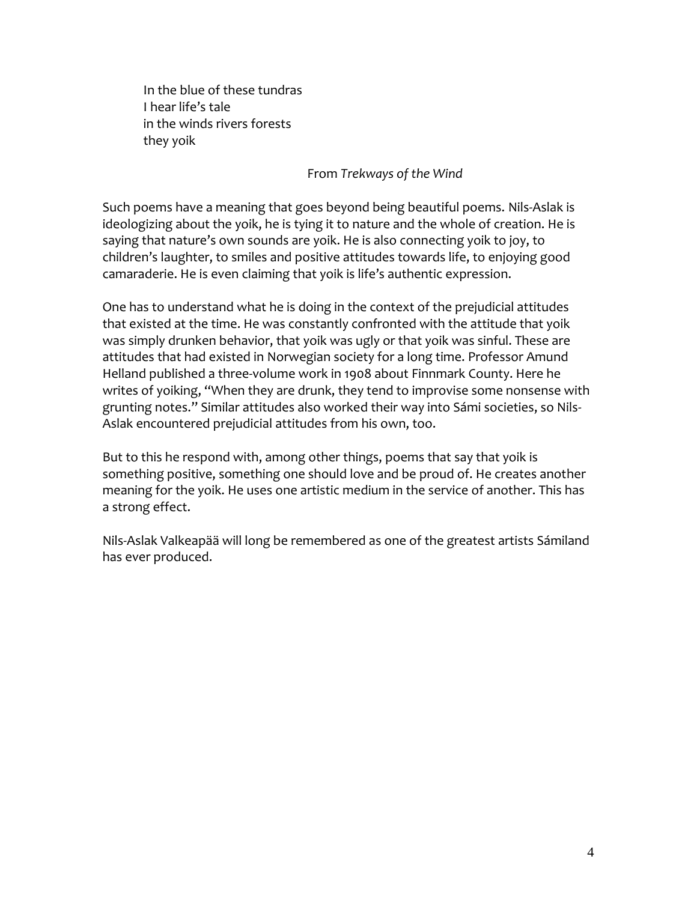In the blue of these tundras  
I hear life's tale  
in the winds rivers forests  
they yoik

From *Trekways of the Wind*

Such poems have a meaning that goes beyond being beautiful poems. Nils-Aslak is ideologizing about the yoik, he is tying it to nature and the whole of creation. He is saying that nature's own sounds are yoik. He is also connecting yoik to joy, to children's laughter, to smiles and positive attitudes towards life, to enjoying good camaraderie. He is even claiming that yoik is life's authentic expression.

One has to understand what he is doing in the context of the prejudicial attitudes that existed at the time. He was constantly confronted with the attitude that yoik was simply drunken behavior, that yoik was ugly or that yoik was sinful. These are attitudes that had existed in Norwegian society for a long time. Professor Amund Helland published a three-volume work in 1908 about Finnmark County. Here he writes of yoiking, "When they are drunk, they tend to improvise some nonsense with grunting notes." Similar attitudes also worked their way into Sámi societies, so Nils-Aslak encountered prejudicial attitudes from his own, too.

But to this he respond with, among other things, poems that say that yoik is something positive, something one should love and be proud of. He creates another meaning for the yoik. He uses one artistic medium in the service of another. This has a strong effect.

Nils-Aslak Valkeapää will long be remembered as one of the greatest artists Sámiland has ever produced.